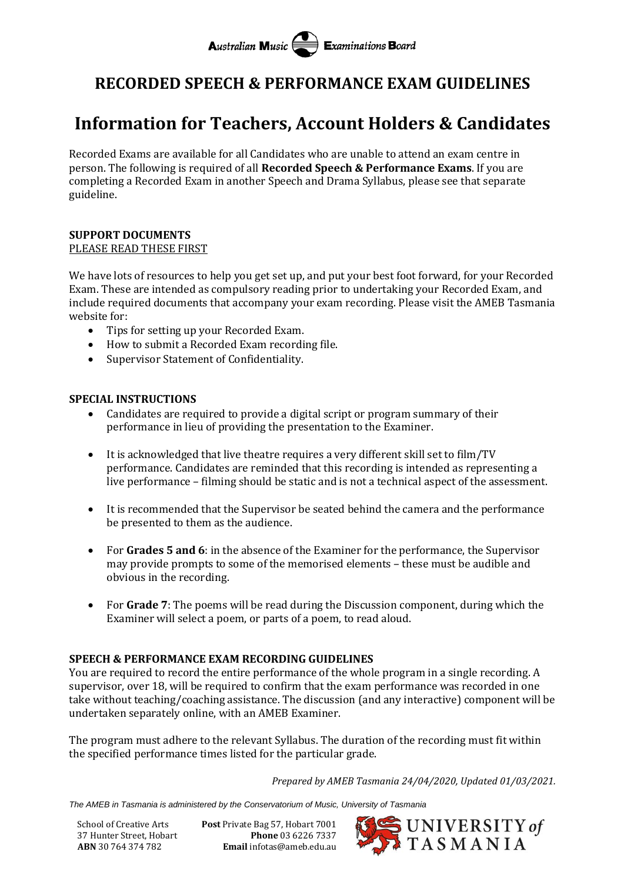Australian Music Examinations Board

# RECORDED SPEECH & PERFORMANCE EXAM GUIDELINES

# Information for Teachers, Account Holders & Candidates

Recorded Exams are available for all Candidates who are unable to attend an exam centre in person. The following is required of all **Recorded Speech & Performance Exams**. If you are completing a Recorded Exam in another Speech and Drama Syllabus, please see that separate guideline.

**SUPPORT DOCUMENTS**
PLEASE READ THESE FIRST

We have lots of resources to help you get set up, and put your best foot forward, for your Recorded Exam. These are intended as compulsory reading prior to undertaking your Recorded Exam, and include required documents that accompany your exam recording. Please visit the AMEB Tasmania website for:

- Tips for setting up your Recorded Exam.
- How to submit a Recorded Exam recording file.
- Supervisor Statement of Confidentiality.

**SPECIAL INSTRUCTIONS**

- Candidates are required to provide a digital script or program summary of their performance in lieu of providing the presentation to the Examiner.
- It is acknowledged that live theatre requires a very different skill set to film/TV performance. Candidates are reminded that this recording is intended as representing a live performance – filming should be static and is not a technical aspect of the assessment.
- It is recommended that the Supervisor be seated behind the camera and the performance be presented to them as the audience.
- For **Grades 5 and 6**: in the absence of the Examiner for the performance, the Supervisor may provide prompts to some of the memorised elements – these must be audible and obvious in the recording.
- For **Grade 7**: The poems will be read during the Discussion component, during which the Examiner will select a poem, or parts of a poem, to read aloud.

**SPEECH & PERFORMANCE EXAM RECORDING GUIDELINES**

You are required to record the entire performance of the whole program in a single recording. A supervisor, over 18, will be required to confirm that the exam performance was recorded in one take without teaching/coaching assistance. The discussion (and any interactive) component will be undertaken separately online, with an AMEB Examiner.

The program must adhere to the relevant Syllabus. The duration of the recording must fit within the specified performance times listed for the particular grade.

*Prepared by AMEB Tasmania 24/04/2020, Updated 01/03/2021.*

*The AMEB in Tasmania is administered by the Conservatorium of Music, University of Tasmania*

School of Creative Arts
37 Hunter Street, Hobart
**ABN** 30 764 374 782

**Post** Private Bag 57, Hobart 7001
**Phone** 03 6226 7337
**Email** infotas@ameb.edu.au

UNIVERSITY of TASMANIA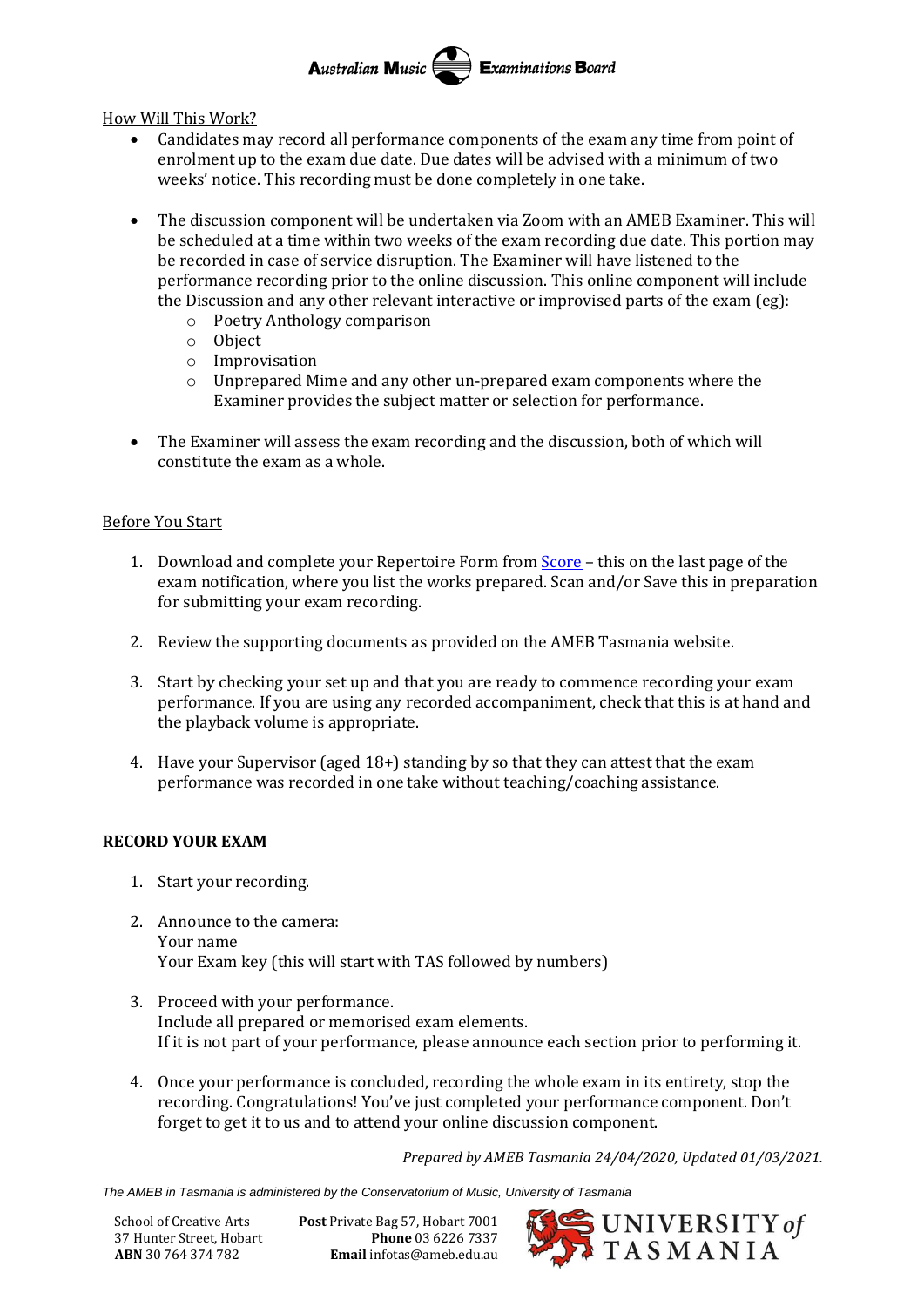How Will This Work?

- Candidates may record all performance components of the exam any time from point of enrolment up to the exam due date. Due dates will be advised with a minimum of two weeks' notice. This recording must be done completely in one take.
- The discussion component will be undertaken via Zoom with an AMEB Examiner. This will be scheduled at a time within two weeks of the exam recording due date. This portion may be recorded in case of service disruption. The Examiner will have listened to the performance recording prior to the online discussion. This online component will include the Discussion and any other relevant interactive or improvised parts of the exam (eg):
  - Poetry Anthology comparison
  - Object
  - Improvisation
  - Unprepared Mime and any other un-prepared exam components where the Examiner provides the subject matter or selection for performance.
- The Examiner will assess the exam recording and the discussion, both of which will constitute the exam as a whole.

Before You Start

1. Download and complete your Repertoire Form from Score – this on the last page of the exam notification, where you list the works prepared. Scan and/or Save this in preparation for submitting your exam recording.
2. Review the supporting documents as provided on the AMEB Tasmania website.
3. Start by checking your set up and that you are ready to commence recording your exam performance. If you are using any recorded accompaniment, check that this is at hand and the playback volume is appropriate.
4. Have your Supervisor (aged 18+) standing by so that they can attest that the exam performance was recorded in one take without teaching/coaching assistance.

**RECORD YOUR EXAM**

1. Start your recording.
2. Announce to the camera:
   Your name
   Your Exam key (this will start with TAS followed by numbers)
3. Proceed with your performance.
   Include all prepared or memorised exam elements.
   If it is not part of your performance, please announce each section prior to performing it.
4. Once your performance is concluded, recording the whole exam in its entirety, stop the recording. Congratulations! You've just completed your performance component. Don't forget to get it to us and to attend your online discussion component.

*Prepared by AMEB Tasmania 24/04/2020, Updated 01/03/2021.*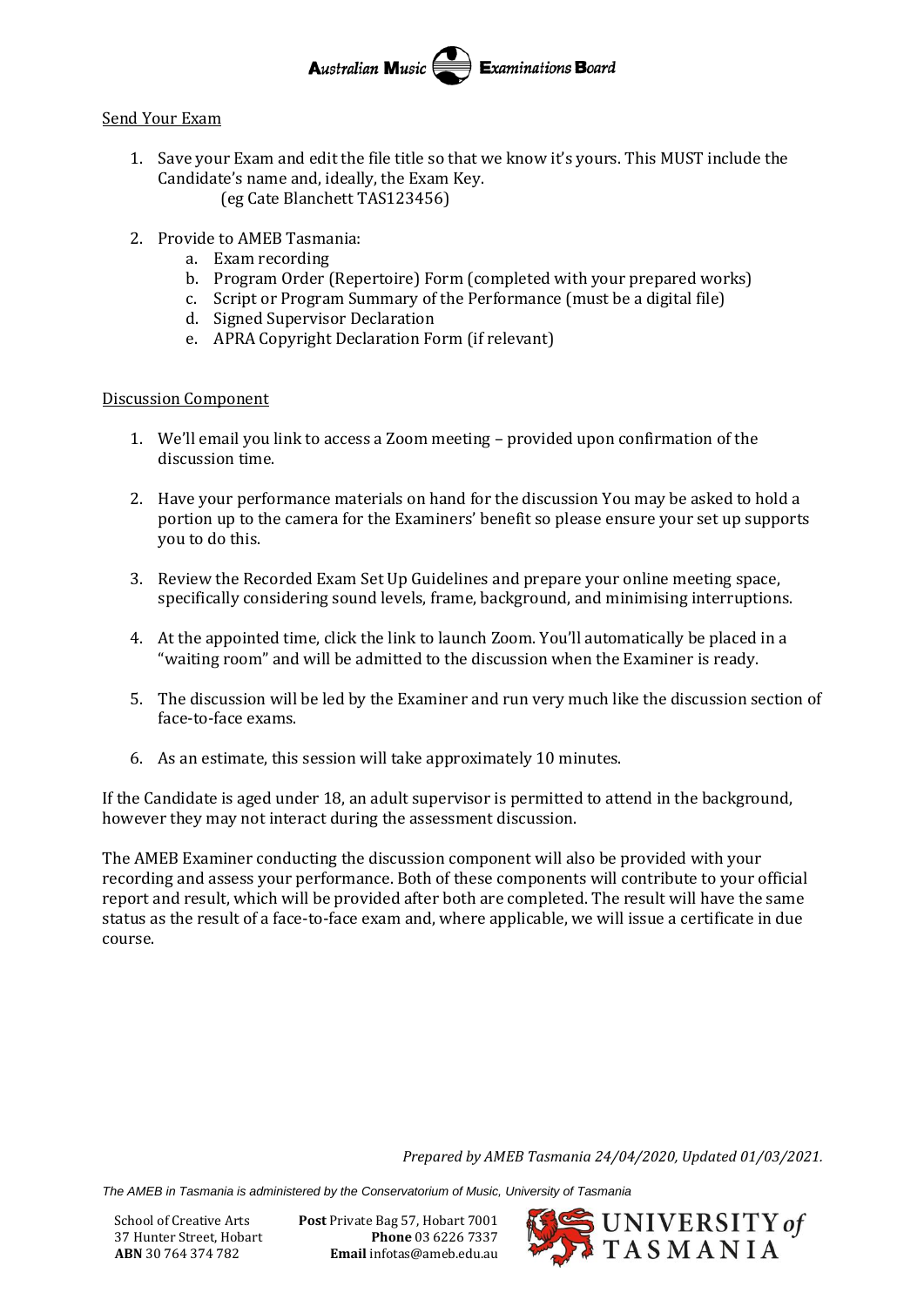Send Your Exam

1. Save your Exam and edit the file title so that we know it's yours. This MUST include the Candidate's name and, ideally, the Exam Key.
   (eg Cate Blanchett TAS123456)

2. Provide to AMEB Tasmania:
   a. Exam recording
   b. Program Order (Repertoire) Form (completed with your prepared works)
   c. Script or Program Summary of the Performance (must be a digital file)
   d. Signed Supervisor Declaration
   e. APRA Copyright Declaration Form (if relevant)

Discussion Component

1. We'll email you link to access a Zoom meeting – provided upon confirmation of the discussion time.

2. Have your performance materials on hand for the discussion You may be asked to hold a portion up to the camera for the Examiners' benefit so please ensure your set up supports you to do this.

3. Review the Recorded Exam Set Up Guidelines and prepare your online meeting space, specifically considering sound levels, frame, background, and minimising interruptions.

4. At the appointed time, click the link to launch Zoom. You'll automatically be placed in a "waiting room" and will be admitted to the discussion when the Examiner is ready.

5. The discussion will be led by the Examiner and run very much like the discussion section of face-to-face exams.

6. As an estimate, this session will take approximately 10 minutes.

If the Candidate is aged under 18, an adult supervisor is permitted to attend in the background, however they may not interact during the assessment discussion.

The AMEB Examiner conducting the discussion component will also be provided with your recording and assess your performance. Both of these components will contribute to your official report and result, which will be provided after both are completed. The result will have the same status as the result of a face-to-face exam and, where applicable, we will issue a certificate in due course.

*Prepared by AMEB Tasmania 24/04/2020, Updated 01/03/2021.*